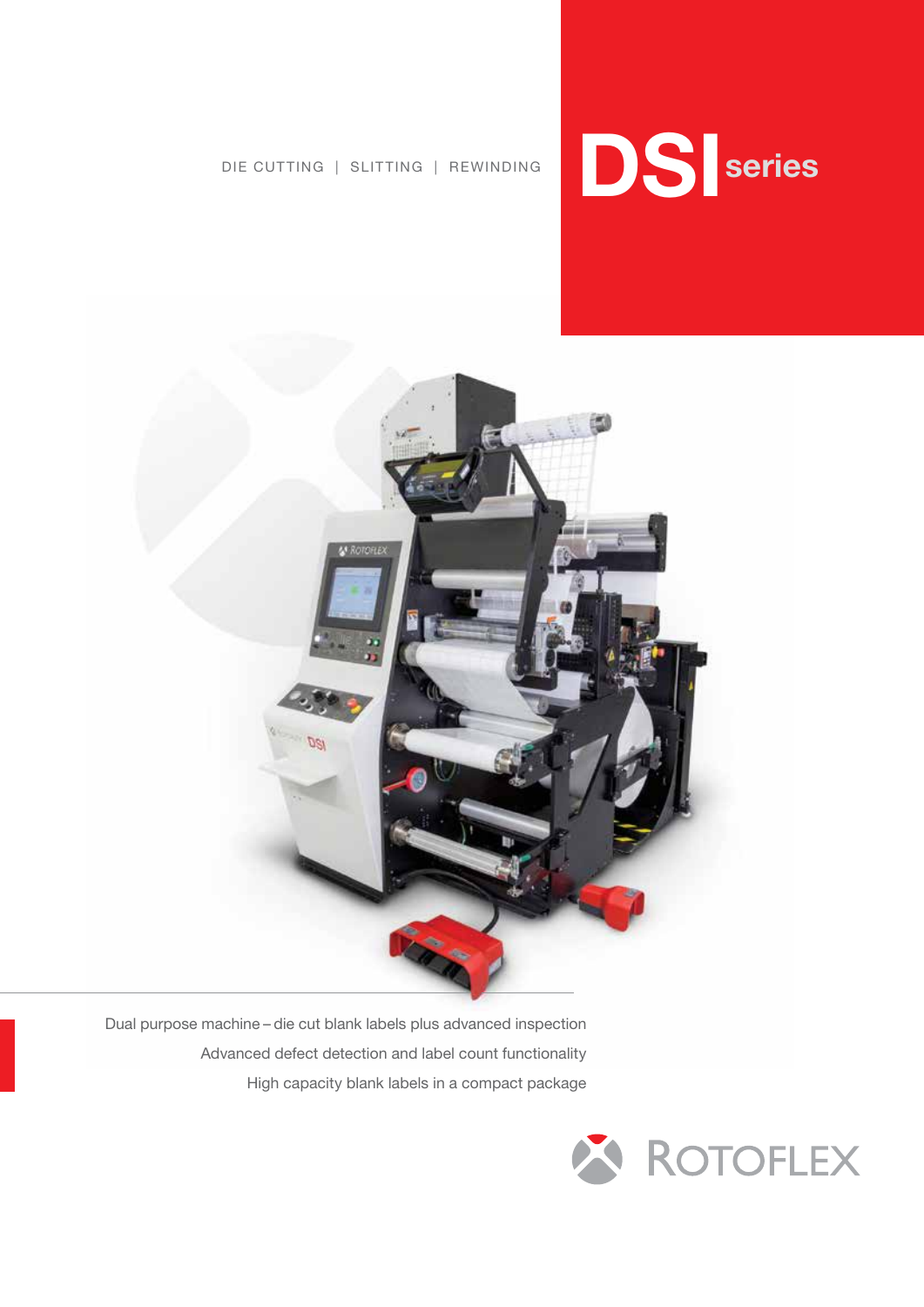DIE CUTTING | SLITTING | REWINDING

# DSI series

Dual purpose machine – die cut blank labels plus advanced inspection

Advanced defect detection and label count functionality

High capacity blank labels in a compact package

ROTOFLEX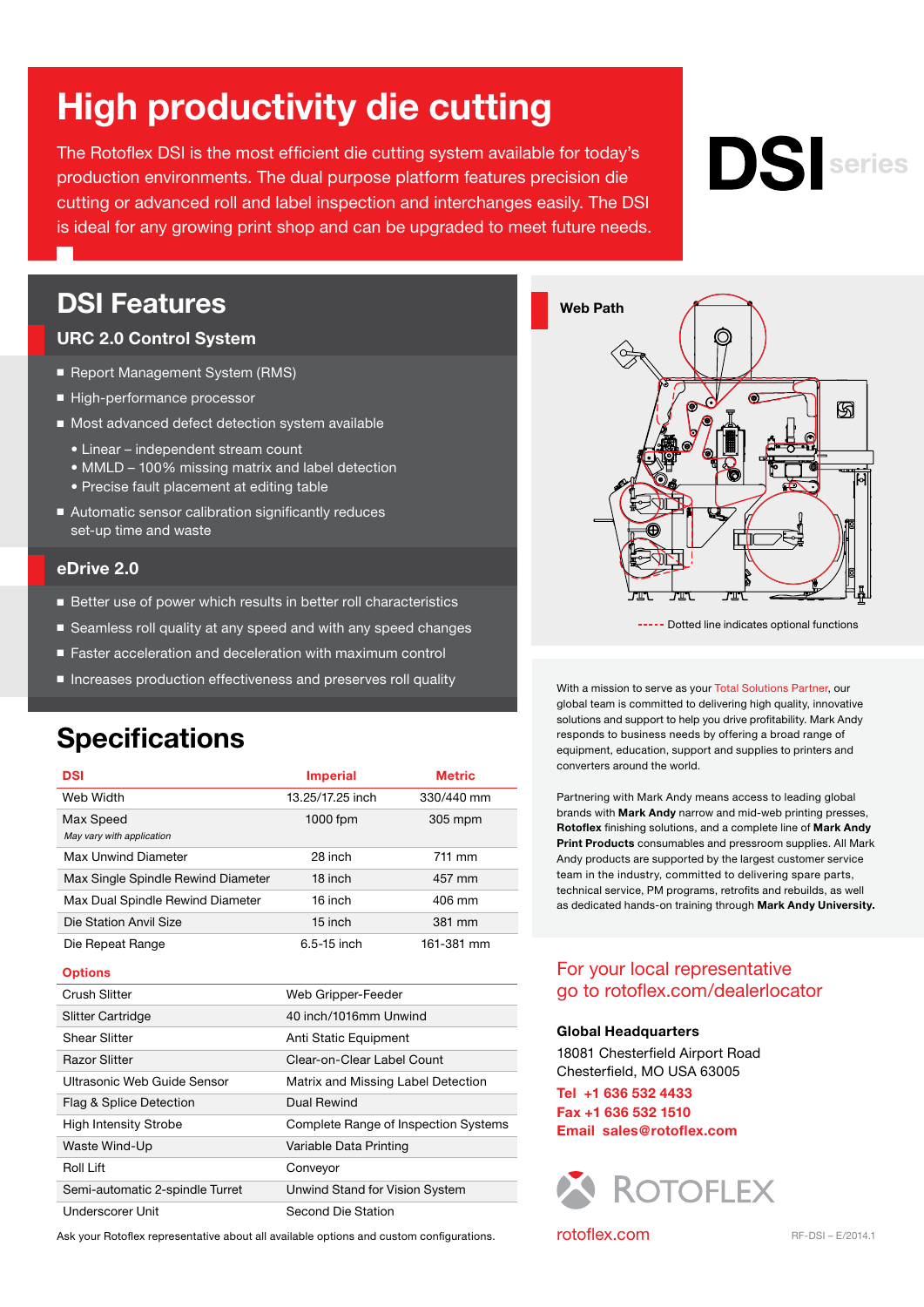# High productivity die cutting

The Rotoflex DSI is the most efficient die cutting system available for today's production environments. The dual purpose platform features precision die cutting or advanced roll and label inspection and interchanges easily. The DSI is ideal for any growing print shop and can be upgraded to meet future needs.

**DSI series**

## DSI Features

### URC 2.0 Control System

- Report Management System (RMS)
- High-performance processor
- Most advanced defect detection system available
  - Linear – independent stream count
  - MMLD – 100% missing matrix and label detection
  - Precise fault placement at editing table
- Automatic sensor calibration significantly reduces set-up time and waste

### eDrive 2.0

- Better use of power which results in better roll characteristics
- Seamless roll quality at any speed and with any speed changes
- Faster acceleration and deceleration with maximum control
- Increases production effectiveness and preserves roll quality

**Web Path**

----- Dotted line indicates optional functions

## Specifications

| DSI | Imperial | Metric |
|---|---|---|
| Web Width | 13.25/17.25 inch | 330/440 mm |
| Max Speed<br>*May vary with application* | 1000 fpm | 305 mpm |
| Max Unwind Diameter | 28 inch | 711 mm |
| Max Single Spindle Rewind Diameter | 18 inch | 457 mm |
| Max Dual Spindle Rewind Diameter | 16 inch | 406 mm |
| Die Station Anvil Size | 15 inch | 381 mm |
| Die Repeat Range | 6.5-15 inch | 161-381 mm |

**Options**

| | |
|---|---|
| Crush Slitter | Web Gripper-Feeder |
| Slitter Cartridge | 40 inch/1016mm Unwind |
| Shear Slitter | Anti Static Equipment |
| Razor Slitter | Clear-on-Clear Label Count |
| Ultrasonic Web Guide Sensor | Matrix and Missing Label Detection |
| Flag & Splice Detection | Dual Rewind |
| High Intensity Strobe | Complete Range of Inspection Systems |
| Waste Wind-Up | Variable Data Printing |
| Roll Lift | Conveyor |
| Semi-automatic 2-spindle Turret | Unwind Stand for Vision System |
| Underscorer Unit | Second Die Station |

Ask your Rotoflex representative about all available options and custom configurations.

With a mission to serve as your Total Solutions Partner, our global team is committed to delivering high quality, innovative solutions and support to help you drive profitability. Mark Andy responds to business needs by offering a broad range of equipment, education, support and supplies to printers and converters around the world.

Partnering with Mark Andy means access to leading global brands with **Mark Andy** narrow and mid-web printing presses, **Rotoflex** finishing solutions, and a complete line of **Mark Andy Print Products** consumables and pressroom supplies. All Mark Andy products are supported by the largest customer service team in the industry, committed to delivering spare parts, technical service, PM programs, retrofits and rebuilds, as well as dedicated hands-on training through **Mark Andy University.**

For your local representative
go to rotoflex.com/dealerlocator

**Global Headquarters**

18081 Chesterfield Airport Road
Chesterfield, MO USA 63005

**Tel +1 636 532 4433**
**Fax +1 636 532 1510**
**Email sales@rotoflex.com**

ROTOFLEX

rotoflex.com

RF-DSI – E/2014.1